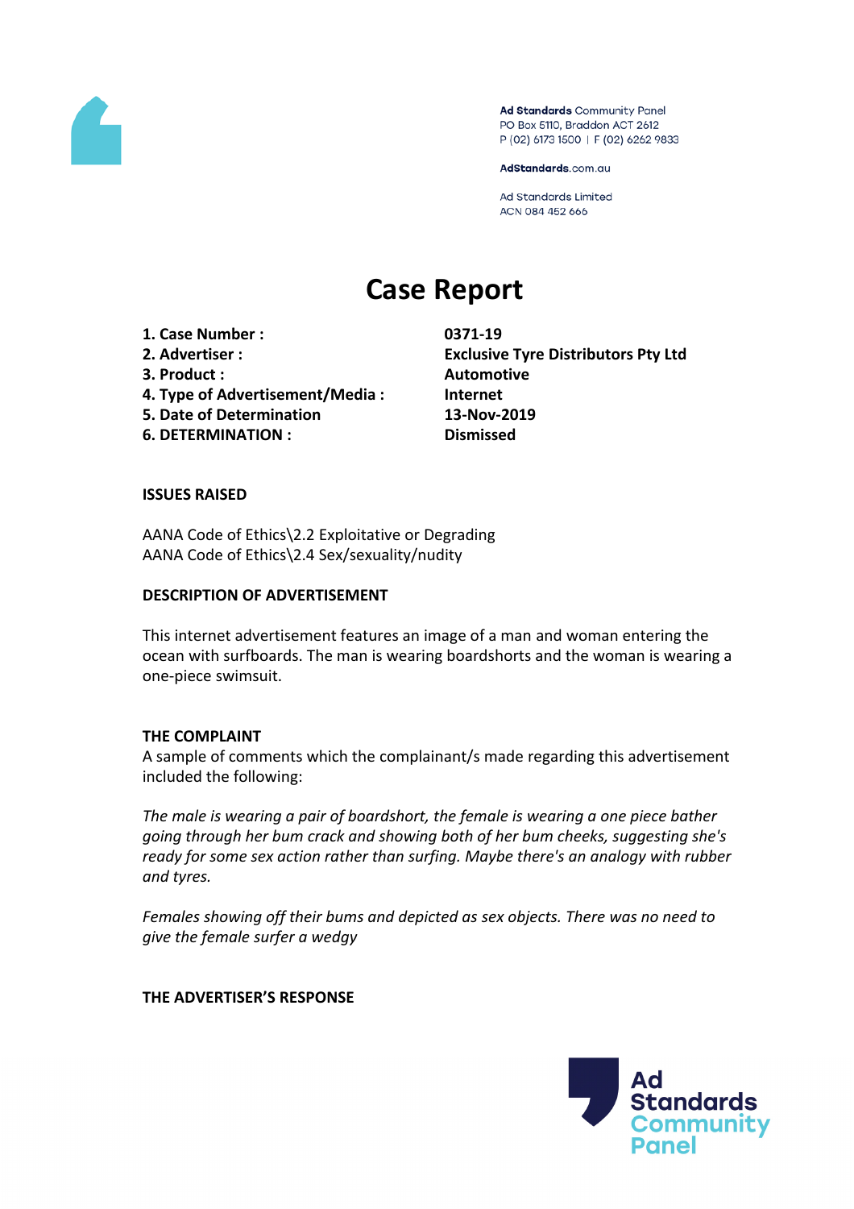Ad Standards Community Panel
PO Box 5110, Braddon ACT 2612
P (02) 6173 1500 | F (02) 6262 9833

AdStandards.com.au

Ad Standards Limited
ACN 084 452 666

# Case Report

| | |
|---|---|
| **1. Case Number :** | **0371-19** |
| **2. Advertiser :** | **Exclusive Tyre Distributors Pty Ltd** |
| **3. Product :** | **Automotive** |
| **4. Type of Advertisement/Media :** | **Internet** |
| **5. Date of Determination** | **13-Nov-2019** |
| **6. DETERMINATION :** | **Dismissed** |

**ISSUES RAISED**

AANA Code of Ethics\2.2 Exploitative or Degrading
AANA Code of Ethics\2.4 Sex/sexuality/nudity

**DESCRIPTION OF ADVERTISEMENT**

This internet advertisement features an image of a man and woman entering the ocean with surfboards. The man is wearing boardshorts and the woman is wearing a one-piece swimsuit.

**THE COMPLAINT**

A sample of comments which the complainant/s made regarding this advertisement included the following:

*The male is wearing a pair of boardshort, the female is wearing a one piece bather going through her bum crack and showing both of her bum cheeks, suggesting she's ready for some sex action rather than surfing. Maybe there's an analogy with rubber and tyres.*

*Females showing off their bums and depicted as sex objects. There was no need to give the female surfer a wedgy*

**THE ADVERTISER'S RESPONSE**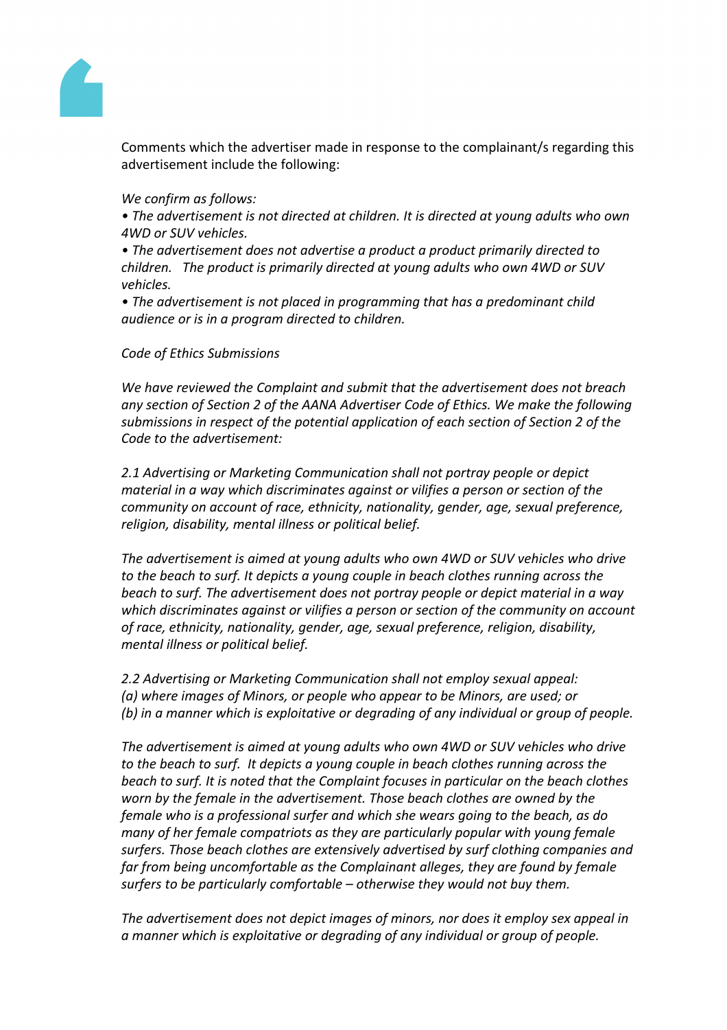Comments which the advertiser made in response to the complainant/s regarding this advertisement include the following:

*We confirm as follows:*

- *The advertisement is not directed at children. It is directed at young adults who own 4WD or SUV vehicles.*
- *The advertisement does not advertise a product a product primarily directed to children. The product is primarily directed at young adults who own 4WD or SUV vehicles.*
- *The advertisement is not placed in programming that has a predominant child audience or is in a program directed to children.*

*Code of Ethics Submissions*

*We have reviewed the Complaint and submit that the advertisement does not breach any section of Section 2 of the AANA Advertiser Code of Ethics. We make the following submissions in respect of the potential application of each section of Section 2 of the Code to the advertisement:*

*2.1 Advertising or Marketing Communication shall not portray people or depict material in a way which discriminates against or vilifies a person or section of the community on account of race, ethnicity, nationality, gender, age, sexual preference, religion, disability, mental illness or political belief.*

*The advertisement is aimed at young adults who own 4WD or SUV vehicles who drive to the beach to surf. It depicts a young couple in beach clothes running across the beach to surf. The advertisement does not portray people or depict material in a way which discriminates against or vilifies a person or section of the community on account of race, ethnicity, nationality, gender, age, sexual preference, religion, disability, mental illness or political belief.*

*2.2 Advertising or Marketing Communication shall not employ sexual appeal:*
*(a) where images of Minors, or people who appear to be Minors, are used; or*
*(b) in a manner which is exploitative or degrading of any individual or group of people.*

*The advertisement is aimed at young adults who own 4WD or SUV vehicles who drive to the beach to surf. It depicts a young couple in beach clothes running across the beach to surf. It is noted that the Complaint focuses in particular on the beach clothes worn by the female in the advertisement. Those beach clothes are owned by the female who is a professional surfer and which she wears going to the beach, as do many of her female compatriots as they are particularly popular with young female surfers. Those beach clothes are extensively advertised by surf clothing companies and far from being uncomfortable as the Complainant alleges, they are found by female surfers to be particularly comfortable – otherwise they would not buy them.*

*The advertisement does not depict images of minors, nor does it employ sex appeal in a manner which is exploitative or degrading of any individual or group of people.*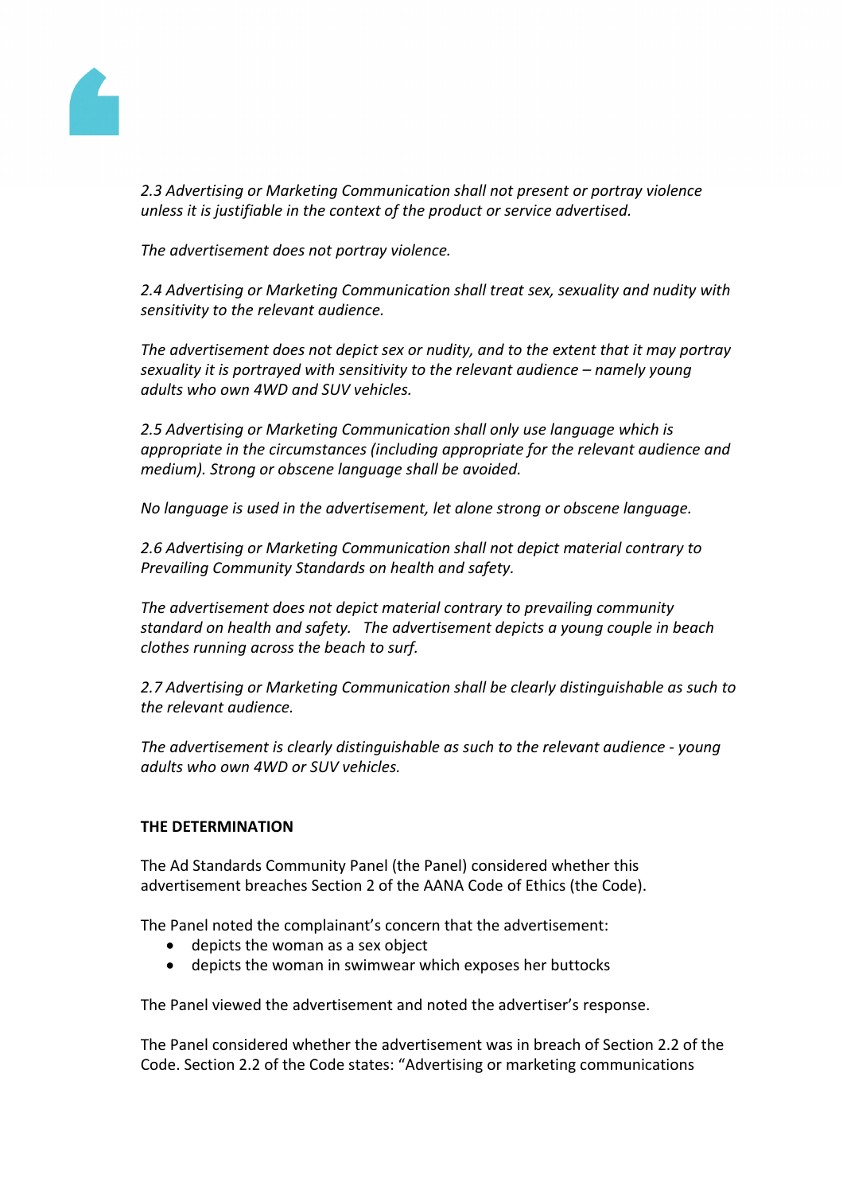*2.3 Advertising or Marketing Communication shall not present or portray violence unless it is justifiable in the context of the product or service advertised.*

*The advertisement does not portray violence.*

*2.4 Advertising or Marketing Communication shall treat sex, sexuality and nudity with sensitivity to the relevant audience.*

*The advertisement does not depict sex or nudity, and to the extent that it may portray sexuality it is portrayed with sensitivity to the relevant audience – namely young adults who own 4WD and SUV vehicles.*

*2.5 Advertising or Marketing Communication shall only use language which is appropriate in the circumstances (including appropriate for the relevant audience and medium). Strong or obscene language shall be avoided.*

*No language is used in the advertisement, let alone strong or obscene language.*

*2.6 Advertising or Marketing Communication shall not depict material contrary to Prevailing Community Standards on health and safety.*

*The advertisement does not depict material contrary to prevailing community standard on health and safety. The advertisement depicts a young couple in beach clothes running across the beach to surf.*

*2.7 Advertising or Marketing Communication shall be clearly distinguishable as such to the relevant audience.*

*The advertisement is clearly distinguishable as such to the relevant audience - young adults who own 4WD or SUV vehicles.*

**THE DETERMINATION**

The Ad Standards Community Panel (the Panel) considered whether this advertisement breaches Section 2 of the AANA Code of Ethics (the Code).

The Panel noted the complainant's concern that the advertisement:

- depicts the woman as a sex object
- depicts the woman in swimwear which exposes her buttocks

The Panel viewed the advertisement and noted the advertiser's response.

The Panel considered whether the advertisement was in breach of Section 2.2 of the Code. Section 2.2 of the Code states: "Advertising or marketing communications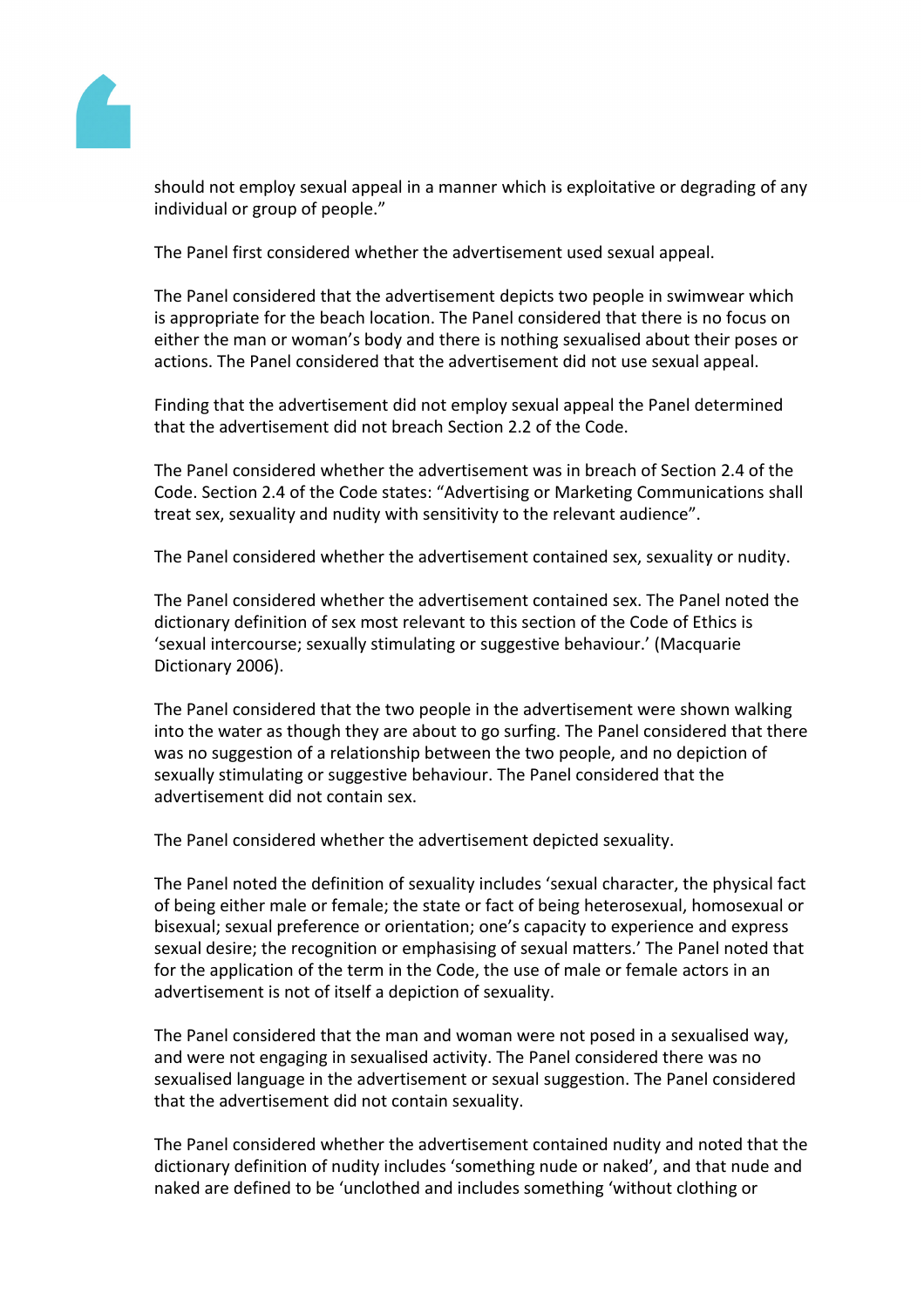should not employ sexual appeal in a manner which is exploitative or degrading of any individual or group of people."

The Panel first considered whether the advertisement used sexual appeal.

The Panel considered that the advertisement depicts two people in swimwear which is appropriate for the beach location. The Panel considered that there is no focus on either the man or woman's body and there is nothing sexualised about their poses or actions. The Panel considered that the advertisement did not use sexual appeal.

Finding that the advertisement did not employ sexual appeal the Panel determined that the advertisement did not breach Section 2.2 of the Code.

The Panel considered whether the advertisement was in breach of Section 2.4 of the Code. Section 2.4 of the Code states: "Advertising or Marketing Communications shall treat sex, sexuality and nudity with sensitivity to the relevant audience".

The Panel considered whether the advertisement contained sex, sexuality or nudity.

The Panel considered whether the advertisement contained sex. The Panel noted the dictionary definition of sex most relevant to this section of the Code of Ethics is 'sexual intercourse; sexually stimulating or suggestive behaviour.' (Macquarie Dictionary 2006).

The Panel considered that the two people in the advertisement were shown walking into the water as though they are about to go surfing. The Panel considered that there was no suggestion of a relationship between the two people, and no depiction of sexually stimulating or suggestive behaviour. The Panel considered that the advertisement did not contain sex.

The Panel considered whether the advertisement depicted sexuality.

The Panel noted the definition of sexuality includes 'sexual character, the physical fact of being either male or female; the state or fact of being heterosexual, homosexual or bisexual; sexual preference or orientation; one's capacity to experience and express sexual desire; the recognition or emphasising of sexual matters.' The Panel noted that for the application of the term in the Code, the use of male or female actors in an advertisement is not of itself a depiction of sexuality.

The Panel considered that the man and woman were not posed in a sexualised way, and were not engaging in sexualised activity. The Panel considered there was no sexualised language in the advertisement or sexual suggestion. The Panel considered that the advertisement did not contain sexuality.

The Panel considered whether the advertisement contained nudity and noted that the dictionary definition of nudity includes 'something nude or naked', and that nude and naked are defined to be 'unclothed and includes something 'without clothing or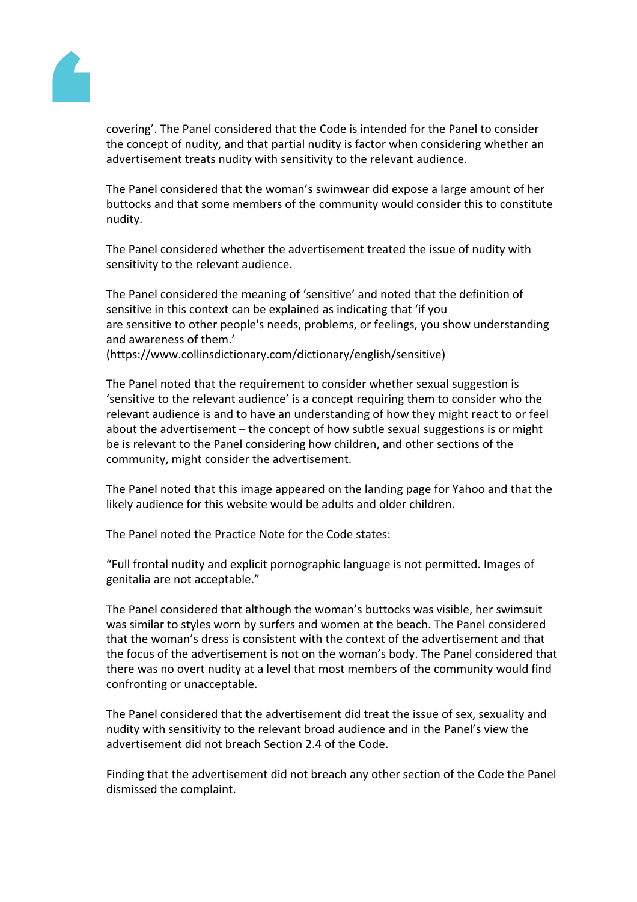covering'. The Panel considered that the Code is intended for the Panel to consider the concept of nudity, and that partial nudity is factor when considering whether an advertisement treats nudity with sensitivity to the relevant audience.

The Panel considered that the woman's swimwear did expose a large amount of her buttocks and that some members of the community would consider this to constitute nudity.

The Panel considered whether the advertisement treated the issue of nudity with sensitivity to the relevant audience.

The Panel considered the meaning of 'sensitive' and noted that the definition of sensitive in this context can be explained as indicating that 'if you are sensitive to other people's needs, problems, or feelings, you show understanding and awareness of them.'
(https://www.collinsdictionary.com/dictionary/english/sensitive)

The Panel noted that the requirement to consider whether sexual suggestion is 'sensitive to the relevant audience' is a concept requiring them to consider who the relevant audience is and to have an understanding of how they might react to or feel about the advertisement – the concept of how subtle sexual suggestions is or might be is relevant to the Panel considering how children, and other sections of the community, might consider the advertisement.

The Panel noted that this image appeared on the landing page for Yahoo and that the likely audience for this website would be adults and older children.

The Panel noted the Practice Note for the Code states:

"Full frontal nudity and explicit pornographic language is not permitted. Images of genitalia are not acceptable."

The Panel considered that although the woman's buttocks was visible, her swimsuit was similar to styles worn by surfers and women at the beach. The Panel considered that the woman's dress is consistent with the context of the advertisement and that the focus of the advertisement is not on the woman's body. The Panel considered that there was no overt nudity at a level that most members of the community would find confronting or unacceptable.

The Panel considered that the advertisement did treat the issue of sex, sexuality and nudity with sensitivity to the relevant broad audience and in the Panel's view the advertisement did not breach Section 2.4 of the Code.

Finding that the advertisement did not breach any other section of the Code the Panel dismissed the complaint.